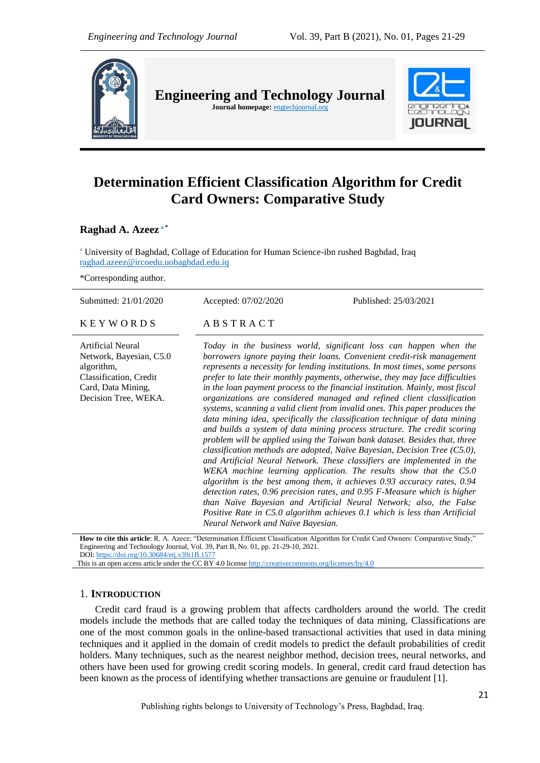# Determination Efficient Classification Algorithm for Credit Card Owners: Comparative Study

**Raghad A. Azeez** [a]*

[a] University of Baghdad, Collage of Education for Human Science-ibn rushed Baghdad, Iraq
raghad.azeez@ircoedu.uobaghdad.edu.iq

*Corresponding author.

Submitted: 21/01/2020 Accepted: 07/02/2020 Published: 25/03/2021

## KEYWORDS

Artificial Neural Network, Bayesian, C5.0 algorithm, Classification, Credit Card, Data Mining, Decision Tree, WEKA.

## ABSTRACT

*Today in the business world, significant loss can happen when the borrowers ignore paying their loans. Convenient credit-risk management represents a necessity for lending institutions. In most times, some persons prefer to late their monthly payments, otherwise, they may face difficulties in the loan payment process to the financial institution. Mainly, most fiscal organizations are considered managed and refined client classification systems, scanning a valid client from invalid ones. This paper produces the data mining idea, specifically the classification technique of data mining and builds a system of data mining process structure. The credit scoring problem will be applied using the Taiwan bank dataset. Besides that, three classification methods are adopted, Naïve Bayesian, Decision Tree (C5.0), and Artificial Neural Network. These classifiers are implemented in the WEKA machine learning application. The results show that the C5.0 algorithm is the best among them, it achieves 0.93 accuracy rates, 0.94 detection rates, 0.96 precision rates, and 0.95 F-Measure which is higher than Naïve Bayesian and Artificial Neural Network; also, the False Positive Rate in C5.0 algorithm achieves 0.1 which is less than Artificial Neural Network and Naïve Bayesian.*

**How to cite this article**: R. A. Azeez; "Determination Efficient Classification Algorithm for Credit Card Owners: Comparative Study," Engineering and Technology Journal, Vol. 39, Part B, No. 01, pp. 21-29-10, 2021.
DOI: https://doi.org/10.30684/etj.v39i1B.1577
This is an open access article under the CC BY 4.0 license http://creativecommons.org/licenses/by/4.0

## 1. INTRODUCTION

Credit card fraud is a growing problem that affects cardholders around the world. The credit models include the methods that are called today the techniques of data mining. Classifications are one of the most common goals in the online-based transactional activities that used in data mining techniques and it applied in the domain of credit models to predict the default probabilities of credit holders. Many techniques, such as the nearest neighbor method, decision trees, neural networks, and others have been used for growing credit scoring models. In general, credit card fraud detection has been known as the process of identifying whether transactions are genuine or fraudulent [1].

Publishing rights belongs to University of Technology's Press, Baghdad, Iraq.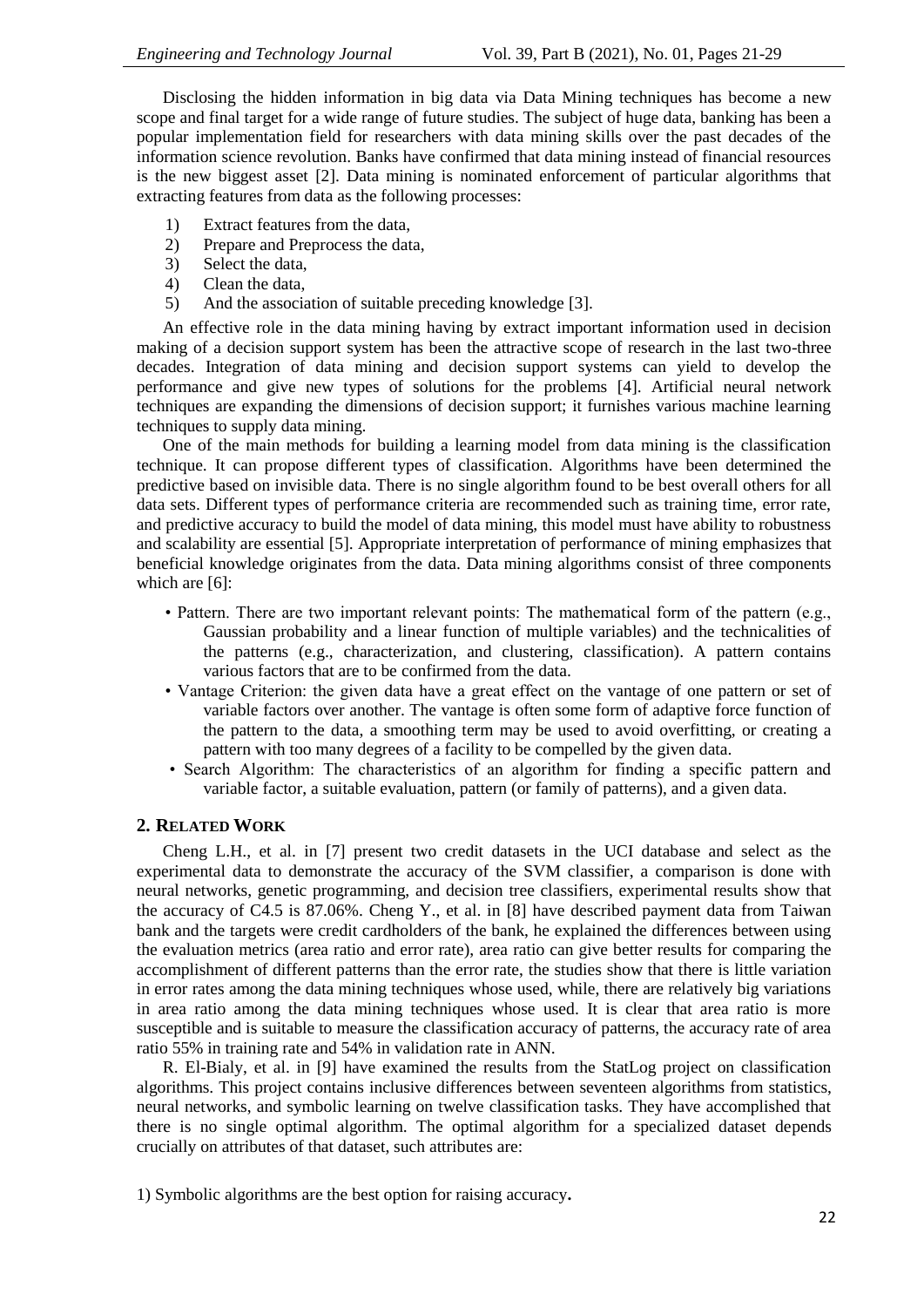Disclosing the hidden information in big data via Data Mining techniques has become a new scope and final target for a wide range of future studies. The subject of huge data, banking has been a popular implementation field for researchers with data mining skills over the past decades of the information science revolution. Banks have confirmed that data mining instead of financial resources is the new biggest asset [2]. Data mining is nominated enforcement of particular algorithms that extracting features from data as the following processes:

1) Extract features from the data,
2) Prepare and Preprocess the data,
3) Select the data,
4) Clean the data,
5) And the association of suitable preceding knowledge [3].

An effective role in the data mining having by extract important information used in decision making of a decision support system has been the attractive scope of research in the last two-three decades. Integration of data mining and decision support systems can yield to develop the performance and give new types of solutions for the problems [4]. Artificial neural network techniques are expanding the dimensions of decision support; it furnishes various machine learning techniques to supply data mining.

One of the main methods for building a learning model from data mining is the classification technique. It can propose different types of classification. Algorithms have been determined the predictive based on invisible data. There is no single algorithm found to be best overall others for all data sets. Different types of performance criteria are recommended such as training time, error rate, and predictive accuracy to build the model of data mining, this model must have ability to robustness and scalability are essential [5]. Appropriate interpretation of performance of mining emphasizes that beneficial knowledge originates from the data. Data mining algorithms consist of three components which are [6]:

- Pattern. There are two important relevant points: The mathematical form of the pattern (e.g., Gaussian probability and a linear function of multiple variables) and the technicalities of the patterns (e.g., characterization, and clustering, classification). A pattern contains various factors that are to be confirmed from the data.
- Vantage Criterion: the given data have a great effect on the vantage of one pattern or set of variable factors over another. The vantage is often some form of adaptive force function of the pattern to the data, a smoothing term may be used to avoid overfitting, or creating a pattern with too many degrees of a facility to be compelled by the given data.
- Search Algorithm: The characteristics of an algorithm for finding a specific pattern and variable factor, a suitable evaluation, pattern (or family of patterns), and a given data.

## 2. Related Work

Cheng L.H., et al. in [7] present two credit datasets in the UCI database and select as the experimental data to demonstrate the accuracy of the SVM classifier, a comparison is done with neural networks, genetic programming, and decision tree classifiers, experimental results show that the accuracy of C4.5 is 87.06%. Cheng Y., et al. in [8] have described payment data from Taiwan bank and the targets were credit cardholders of the bank, he explained the differences between using the evaluation metrics (area ratio and error rate), area ratio can give better results for comparing the accomplishment of different patterns than the error rate, the studies show that there is little variation in error rates among the data mining techniques whose used, while, there are relatively big variations in area ratio among the data mining techniques whose used. It is clear that area ratio is more susceptible and is suitable to measure the classification accuracy of patterns, the accuracy rate of area ratio 55% in training rate and 54% in validation rate in ANN.

R. El-Bialy, et al. in [9] have examined the results from the StatLog project on classification algorithms. This project contains inclusive differences between seventeen algorithms from statistics, neural networks, and symbolic learning on twelve classification tasks. They have accomplished that there is no single optimal algorithm. The optimal algorithm for a specialized dataset depends crucially on attributes of that dataset, such attributes are:

1) Symbolic algorithms are the best option for raising accuracy**.**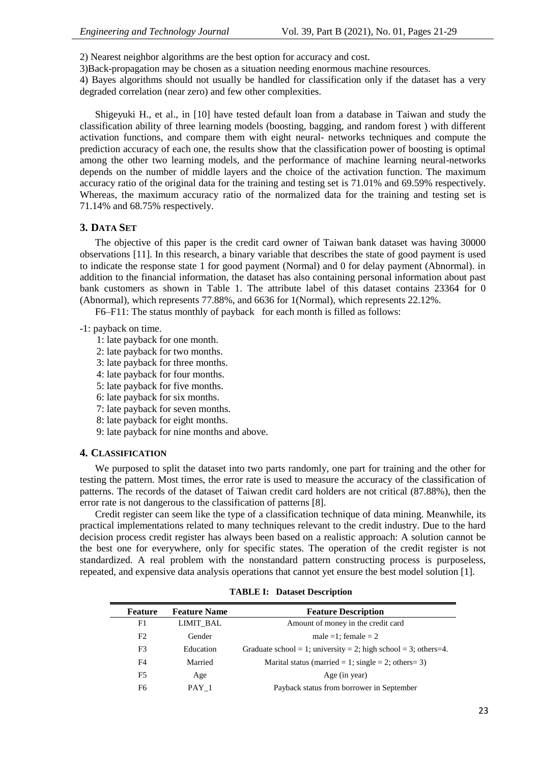2) Nearest neighbor algorithms are the best option for accuracy and cost.

3)Back-propagation may be chosen as a situation needing enormous machine resources.

4) Bayes algorithms should not usually be handled for classification only if the dataset has a very degraded correlation (near zero) and few other complexities.

Shigeyuki H., et al., in [10] have tested default loan from a database in Taiwan and study the classification ability of three learning models (boosting, bagging, and random forest ) with different activation functions, and compare them with eight neural- networks techniques and compute the prediction accuracy of each one, the results show that the classification power of boosting is optimal among the other two learning models, and the performance of machine learning neural-networks depends on the number of middle layers and the choice of the activation function. The maximum accuracy ratio of the original data for the training and testing set is 71.01% and 69.59% respectively. Whereas, the maximum accuracy ratio of the normalized data for the training and testing set is 71.14% and 68.75% respectively.

## 3. Data Set

The objective of this paper is the credit card owner of Taiwan bank dataset was having 30000 observations [11]. In this research, a binary variable that describes the state of good payment is used to indicate the response state 1 for good payment (Normal) and 0 for delay payment (Abnormal). in addition to the financial information, the dataset has also containing personal information about past bank customers as shown in Table 1. The attribute label of this dataset contains 23364 for 0 (Abnormal), which represents 77.88%, and 6636 for 1(Normal), which represents 22.12%.

F6–F11: The status monthly of payback for each month is filled as follows:

-1: payback on time.

1: late payback for one month.
2: late payback for two months.
3: late payback for three months.
4: late payback for four months.
5: late payback for five months.
6: late payback for six months.
7: late payback for seven months.
8: late payback for eight months.
9: late payback for nine months and above.

## 4. Classification

We purposed to split the dataset into two parts randomly, one part for training and the other for testing the pattern. Most times, the error rate is used to measure the accuracy of the classification of patterns. The records of the dataset of Taiwan credit card holders are not critical (87.88%), then the error rate is not dangerous to the classification of patterns [8].

Credit register can seem like the type of a classification technique of data mining. Meanwhile, its practical implementations related to many techniques relevant to the credit industry. Due to the hard decision process credit register has always been based on a realistic approach: A solution cannot be the best one for everywhere, only for specific states. The operation of the credit register is not standardized. A real problem with the nonstandard pattern constructing process is purposeless, repeated, and expensive data analysis operations that cannot yet ensure the best model solution [1].

**TABLE I: Dataset Description**

| Feature | Feature Name | Feature Description |
|---|---|---|
| F1 | LIMIT_BAL | Amount of money in the credit card |
| F2 | Gender | male =1; female = 2 |
| F3 | Education | Graduate school = 1; university = 2; high school = 3; others=4. |
| F4 | Married | Marital status (married = 1; single = 2; others= 3) |
| F5 | Age | Age (in year) |
| F6 | PAY_1 | Payback status from borrower in September |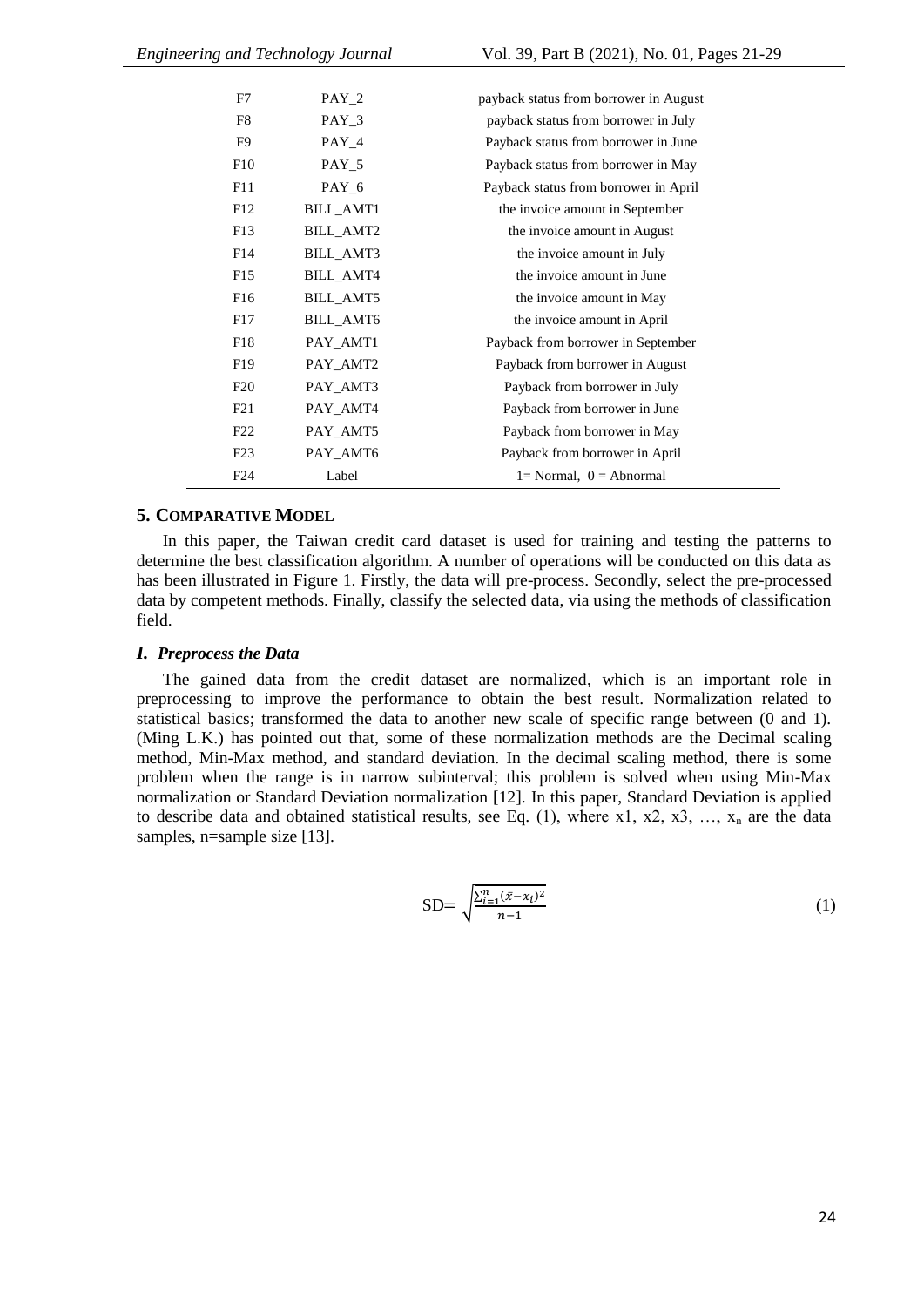| F7 | PAY_2 | payback status from borrower in August |
|---|---|---|
| F8 | PAY_3 | payback status from borrower in July |
| F9 | PAY_4 | Payback status from borrower in June |
| F10 | PAY_5 | Payback status from borrower in May |
| F11 | PAY_6 | Payback status from borrower in April |
| F12 | BILL_AMT1 | the invoice amount in September |
| F13 | BILL_AMT2 | the invoice amount in August |
| F14 | BILL_AMT3 | the invoice amount in July |
| F15 | BILL_AMT4 | the invoice amount in June |
| F16 | BILL_AMT5 | the invoice amount in May |
| F17 | BILL_AMT6 | the invoice amount in April |
| F18 | PAY_AMT1 | Payback from borrower in September |
| F19 | PAY_AMT2 | Payback from borrower in August |
| F20 | PAY_AMT3 | Payback from borrower in July |
| F21 | PAY_AMT4 | Payback from borrower in June |
| F22 | PAY_AMT5 | Payback from borrower in May |
| F23 | PAY_AMT6 | Payback from borrower in April |
| F24 | Label | 1= Normal, 0 = Abnormal |

## 5. COMPARATIVE MODEL

In this paper, the Taiwan credit card dataset is used for training and testing the patterns to determine the best classification algorithm. A number of operations will be conducted on this data as has been illustrated in Figure 1. Firstly, the data will pre-process. Secondly, select the pre-processed data by competent methods. Finally, classify the selected data, via using the methods of classification field.

### *I. Preprocess the Data*

The gained data from the credit dataset are normalized, which is an important role in preprocessing to improve the performance to obtain the best result. Normalization related to statistical basics; transformed the data to another new scale of specific range between (0 and 1). (Ming L.K.) has pointed out that, some of these normalization methods are the Decimal scaling method, Min-Max method, and standard deviation. In the decimal scaling method, there is some problem when the range is in narrow subinterval; this problem is solved when using Min-Max normalization or Standard Deviation normalization [12]. In this paper, Standard Deviation is applied to describe data and obtained statistical results, see Eq. (1), where x1, x2, x3, …, $x_n$ are the data samples, n=sample size [13].

$$\text{SD}= \sqrt{\frac{\sum_{i=1}^{n}(\bar{x}-x_i)^2}{n-1}} \tag{1}$$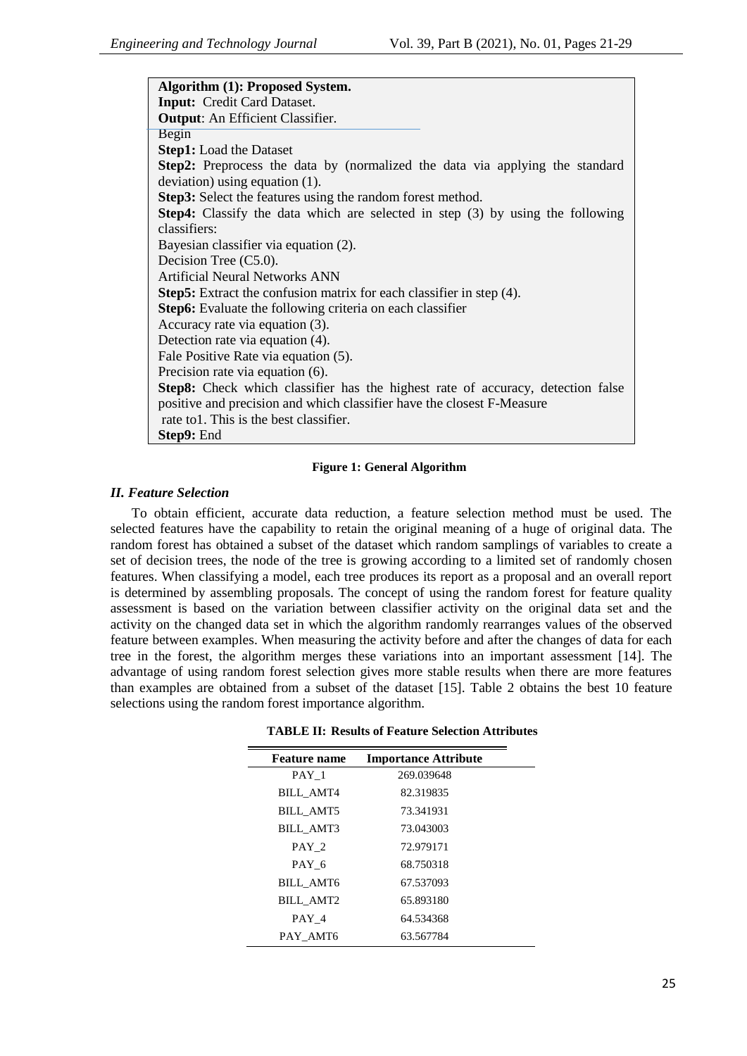**Algorithm (1): Proposed System.**
**Input:** Credit Card Dataset.
**Output**: An Efficient Classifier.
Begin
**Step1:** Load the Dataset
**Step2:** Preprocess the data by (normalized the data via applying the standard deviation) using equation (1).
**Step3:** Select the features using the random forest method.
**Step4:** Classify the data which are selected in step (3) by using the following classifiers:
Bayesian classifier via equation (2).
Decision Tree (C5.0).
Artificial Neural Networks ANN
**Step5:** Extract the confusion matrix for each classifier in step (4).
**Step6:** Evaluate the following criteria on each classifier
Accuracy rate via equation (3).
Detection rate via equation (4).
Fale Positive Rate via equation (5).
Precision rate via equation (6).
**Step8:** Check which classifier has the highest rate of accuracy, detection false positive and precision and which classifier have the closest F-Measure rate to1. This is the best classifier.
**Step9:** End

**Figure 1: General Algorithm**

### *II. Feature Selection*

To obtain efficient, accurate data reduction, a feature selection method must be used. The selected features have the capability to retain the original meaning of a huge of original data. The random forest has obtained a subset of the dataset which random samplings of variables to create a set of decision trees, the node of the tree is growing according to a limited set of randomly chosen features. When classifying a model, each tree produces its report as a proposal and an overall report is determined by assembling proposals. The concept of using the random forest for feature quality assessment is based on the variation between classifier activity on the original data set and the activity on the changed data set in which the algorithm randomly rearranges values of the observed feature between examples. When measuring the activity before and after the changes of data for each tree in the forest, the algorithm merges these variations into an important assessment [14]. The advantage of using random forest selection gives more stable results when there are more features than examples are obtained from a subset of the dataset [15]. Table 2 obtains the best 10 feature selections using the random forest importance algorithm.

**TABLE II: Results of Feature Selection Attributes**

| Feature name | Importance Attribute |
|---|---|
| PAY_1 | 269.039648 |
| BILL_AMT4 | 82.319835 |
| BILL_AMT5 | 73.341931 |
| BILL_AMT3 | 73.043003 |
| PAY_2 | 72.979171 |
| PAY_6 | 68.750318 |
| BILL_AMT6 | 67.537093 |
| BILL_AMT2 | 65.893180 |
| PAY_4 | 64.534368 |
| PAY_AMT6 | 63.567784 |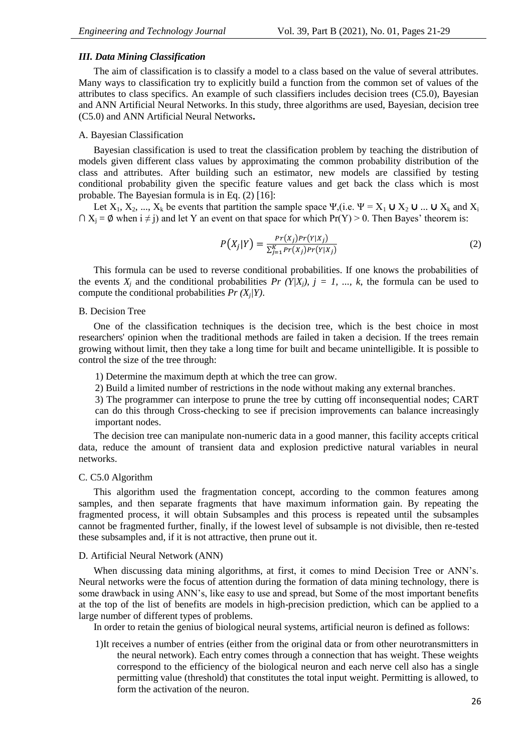### *III. Data Mining Classification*

The aim of classification is to classify a model to a class based on the value of several attributes. Many ways to classification try to explicitly build a function from the common set of values of the attributes to class specifics. An example of such classifiers includes decision trees (C5.0), Bayesian and ANN Artificial Neural Networks. In this study, three algorithms are used, Bayesian, decision tree (C5.0) and ANN Artificial Neural Networks**.**

#### A. Bayesian Classification

Bayesian classification is used to treat the classification problem by teaching the distribution of models given different class values by approximating the common probability distribution of the class and attributes. After building such an estimator, new models are classified by testing conditional probability given the specific feature values and get back the class which is most probable. The Bayesian formula is in Eq. (2) [16]:

Let $X_1, X_2, ..., X_k$ be events that partition the sample space $\Psi$,(i.e. $\Psi = X_1 \cup X_2 \cup ... \cup X_k$ and $X_i \cap X_j = \emptyset$ when $i \neq j$) and let Y an event on that space for which $\Pr(Y) > 0$. Then Bayes' theorem is:

$$P(X_j|Y) = \frac{Pr(X_j)Pr(Y|X_j)}{\sum_{j=1}^{K} Pr(X_j)Pr(Y|X_j)} \tag{2}$$

This formula can be used to reverse conditional probabilities. If one knows the probabilities of the events $X_j$ and the conditional probabilities $Pr(Y|X_j)$, $j = 1, ..., k$, the formula can be used to compute the conditional probabilities $Pr(X_j|Y)$.

#### B. Decision Tree

One of the classification techniques is the decision tree, which is the best choice in most researchers' opinion when the traditional methods are failed in taken a decision. If the trees remain growing without limit, then they take a long time for built and became unintelligible. It is possible to control the size of the tree through:

1) Determine the maximum depth at which the tree can grow.
2) Build a limited number of restrictions in the node without making any external branches.
3) The programmer can interpose to prune the tree by cutting off inconsequential nodes; CART can do this through Cross-checking to see if precision improvements can balance increasingly important nodes.

The decision tree can manipulate non-numeric data in a good manner, this facility accepts critical data, reduce the amount of transient data and explosion predictive natural variables in neural networks.

#### C. C5.0 Algorithm

This algorithm used the fragmentation concept, according to the common features among samples, and then separate fragments that have maximum information gain. By repeating the fragmented process, it will obtain Subsamples and this process is repeated until the subsamples cannot be fragmented further, finally, if the lowest level of subsample is not divisible, then re-tested these subsamples and, if it is not attractive, then prune out it.

#### D. Artificial Neural Network (ANN)

When discussing data mining algorithms, at first, it comes to mind Decision Tree or ANN's. Neural networks were the focus of attention during the formation of data mining technology, there is some drawback in using ANN's, like easy to use and spread, but Some of the most important benefits at the top of the list of benefits are models in high-precision prediction, which can be applied to a large number of different types of problems.

In order to retain the genius of biological neural systems, artificial neuron is defined as follows:

1)It receives a number of entries (either from the original data or from other neurotransmitters in the neural network). Each entry comes through a connection that has weight. These weights correspond to the efficiency of the biological neuron and each nerve cell also has a single permitting value (threshold) that constitutes the total input weight. Permitting is allowed, to form the activation of the neuron.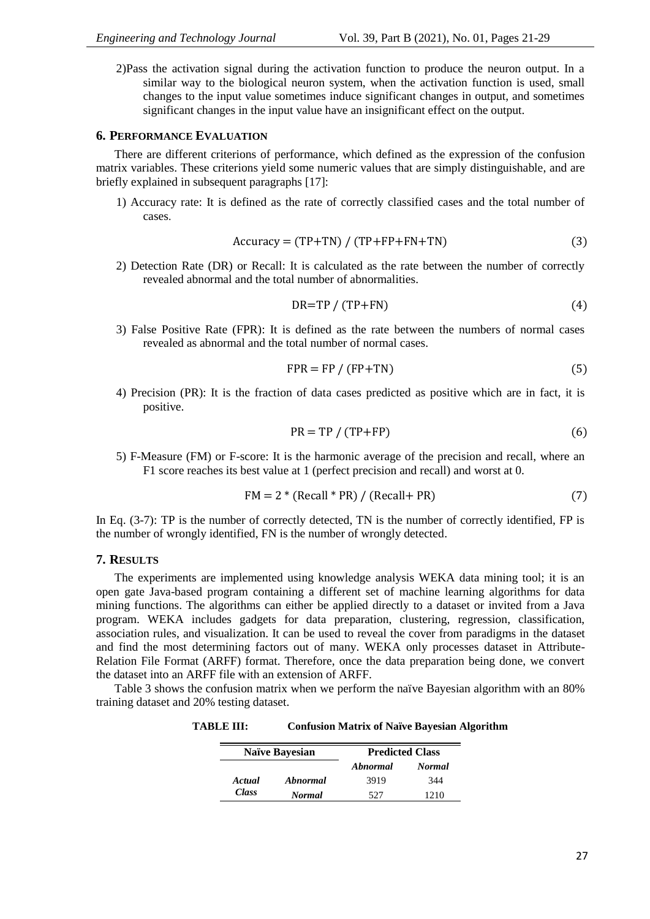2)Pass the activation signal during the activation function to produce the neuron output. In a similar way to the biological neuron system, when the activation function is used, small changes to the input value sometimes induce significant changes in output, and sometimes significant changes in the input value have an insignificant effect on the output.

## 6. Performance Evaluation

There are different criterions of performance, which defined as the expression of the confusion matrix variables. These criterions yield some numeric values that are simply distinguishable, and are briefly explained in subsequent paragraphs [17]:

1) Accuracy rate: It is defined as the rate of correctly classified cases and the total number of cases.

$$\text{Accuracy} = (\text{TP+TN}) / (\text{TP+FP+FN+TN}) \tag{3}$$

2) Detection Rate (DR) or Recall: It is calculated as the rate between the number of correctly revealed abnormal and the total number of abnormalities.

$$\text{DR=TP} / (\text{TP+FN}) \tag{4}$$

3) False Positive Rate (FPR): It is defined as the rate between the numbers of normal cases revealed as abnormal and the total number of normal cases.

$$\text{FPR} = \text{FP} / (\text{FP+TN}) \tag{5}$$

4) Precision (PR): It is the fraction of data cases predicted as positive which are in fact, it is positive.

$$\text{PR} = \text{TP} / (\text{TP+FP}) \tag{6}$$

5) F-Measure (FM) or F-score: It is the harmonic average of the precision and recall, where an F1 score reaches its best value at 1 (perfect precision and recall) and worst at 0.

$$\text{FM} = 2 * (\text{Recall} * \text{PR}) / (\text{Recall+ PR}) \tag{7}$$

In Eq. (3-7): TP is the number of correctly detected, TN is the number of correctly identified, FP is the number of wrongly identified, FN is the number of wrongly detected.

## 7. Results

The experiments are implemented using knowledge analysis WEKA data mining tool; it is an open gate Java-based program containing a different set of machine learning algorithms for data mining functions. The algorithms can either be applied directly to a dataset or invited from a Java program. WEKA includes gadgets for data preparation, clustering, regression, classification, association rules, and visualization. It can be used to reveal the cover from paradigms in the dataset and find the most determining factors out of many. WEKA only processes dataset in Attribute-Relation File Format (ARFF) format. Therefore, once the data preparation being done, we convert the dataset into an ARFF file with an extension of ARFF.

Table 3 shows the confusion matrix when we perform the naïve Bayesian algorithm with an 80% training dataset and 20% testing dataset.

**TABLE III: Confusion Matrix of Naïve Bayesian Algorithm**

| Naïve Bayesian | | Predicted Class | |
|---|---|---|---|
| | | *Abnormal* | *Normal* |
| *Actual Class* | *Abnormal* | 3919 | 344 |
| | *Normal* | 527 | 1210 |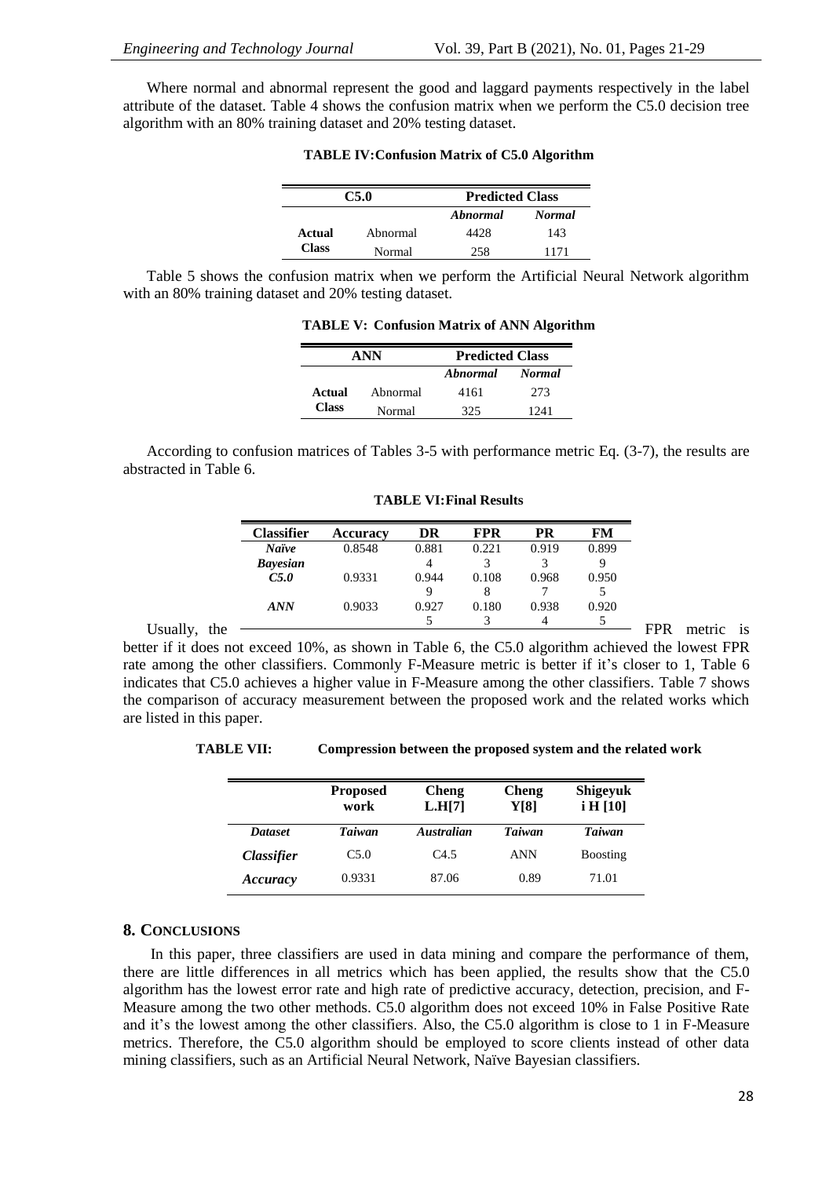Where normal and abnormal represent the good and laggard payments respectively in the label attribute of the dataset. Table 4 shows the confusion matrix when we perform the C5.0 decision tree algorithm with an 80% training dataset and 20% testing dataset.

**TABLE IV: Confusion Matrix of C5.0 Algorithm**

| C5.0 | | Predicted Class | |
|---|---|---|---|
| | | *Abnormal* | *Normal* |
| **Actual Class** | Abnormal | 4428 | 143 |
| | Normal | 258 | 1171 |

Table 5 shows the confusion matrix when we perform the Artificial Neural Network algorithm with an 80% training dataset and 20% testing dataset.

**TABLE V: Confusion Matrix of ANN Algorithm**

| ANN | | Predicted Class | |
|---|---|---|---|
| | | *Abnormal* | *Normal* |
| **Actual Class** | Abnormal | 4161 | 273 |
| | Normal | 325 | 1241 |

According to confusion matrices of Tables 3-5 with performance metric Eq. (3-7), the results are abstracted in Table 6.

**TABLE VI: Final Results**

| Classifier | Accuracy | DR | FPR | PR | FM |
|---|---|---|---|---|---|
| *Naïve Bayesian* | 0.8548 | 0.8814 | 0.2213 | 0.9193 | 0.8999 |
| *C5.0* | 0.9331 | 0.9449 | 0.1088 | 0.9687 | 0.9505 |
| *ANN* | 0.9033 | 0.9275 | 0.1803 | 0.9384 | 0.9205 |

Usually, the FPR metric is better if it does not exceed 10%, as shown in Table 6, the C5.0 algorithm achieved the lowest FPR rate among the other classifiers. Commonly F-Measure metric is better if it's closer to 1, Table 6 indicates that C5.0 achieves a higher value in F-Measure among the other classifiers. Table 7 shows the comparison of accuracy measurement between the proposed work and the related works which are listed in this paper.

**TABLE VII: Compression between the proposed system and the related work**

| | Proposed work | Cheng L.H[7] | Cheng Y[8] | Shigeyuk i H [10] |
|---|---|---|---|---|
| *Dataset* | *Taiwan* | *Australian* | *Taiwan* | *Taiwan* |
| *Classifier* | C5.0 | C4.5 | ANN | Boosting |
| *Accuracy* | 0.9331 | 87.06 | 0.89 | 71.01 |

## 8. Conclusions

In this paper, three classifiers are used in data mining and compare the performance of them, there are little differences in all metrics which has been applied, the results show that the C5.0 algorithm has the lowest error rate and high rate of predictive accuracy, detection, precision, and F-Measure among the two other methods. C5.0 algorithm does not exceed 10% in False Positive Rate and it's the lowest among the other classifiers. Also, the C5.0 algorithm is close to 1 in F-Measure metrics. Therefore, the C5.0 algorithm should be employed to score clients instead of other data mining classifiers, such as an Artificial Neural Network, Naïve Bayesian classifiers.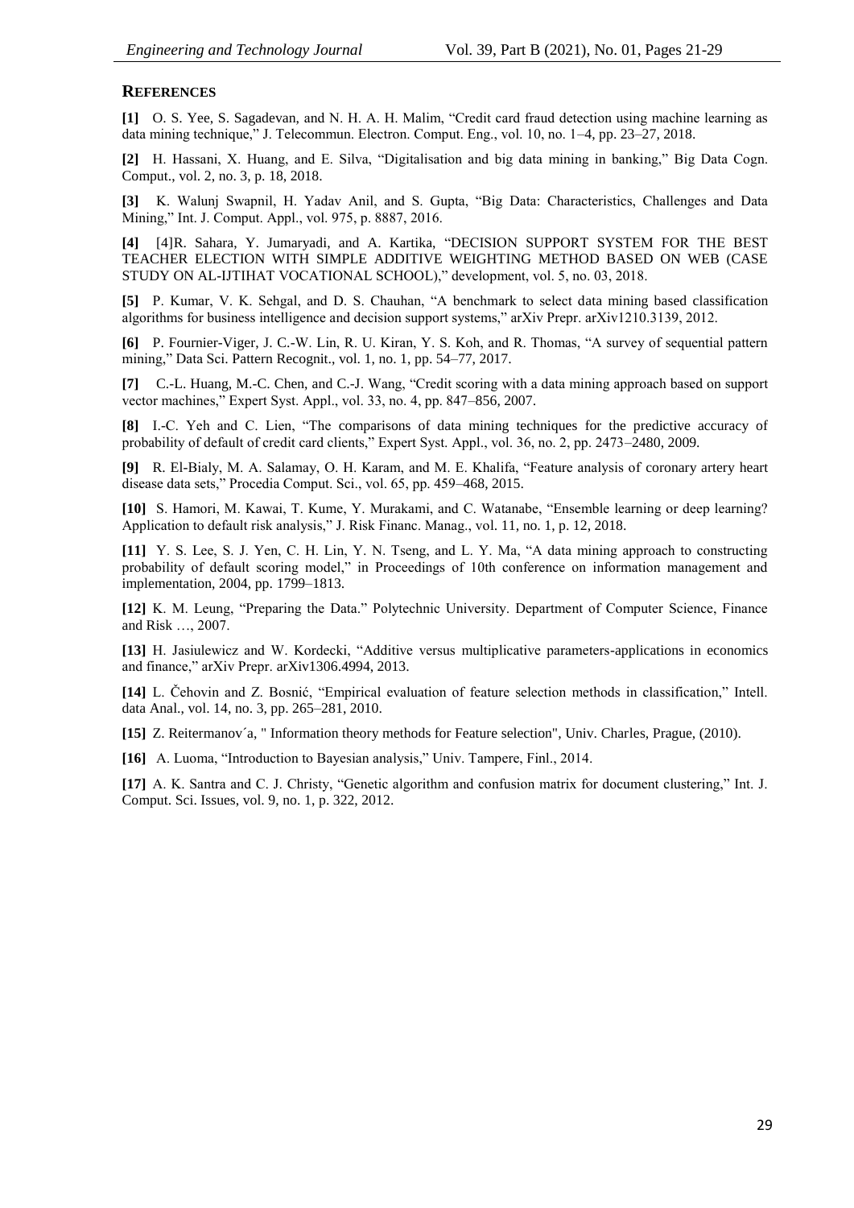## REFERENCES

**[1]** O. S. Yee, S. Sagadevan, and N. H. A. H. Malim, "Credit card fraud detection using machine learning as data mining technique," J. Telecommun. Electron. Comput. Eng., vol. 10, no. 1–4, pp. 23–27, 2018.

**[2]** H. Hassani, X. Huang, and E. Silva, "Digitalisation and big data mining in banking," Big Data Cogn. Comput., vol. 2, no. 3, p. 18, 2018.

**[3]** K. Walunj Swapnil, H. Yadav Anil, and S. Gupta, "Big Data: Characteristics, Challenges and Data Mining," Int. J. Comput. Appl., vol. 975, p. 8887, 2016.

**[4]** [4]R. Sahara, Y. Jumaryadi, and A. Kartika, "DECISION SUPPORT SYSTEM FOR THE BEST TEACHER ELECTION WITH SIMPLE ADDITIVE WEIGHTING METHOD BASED ON WEB (CASE STUDY ON AL-IJTIHAT VOCATIONAL SCHOOL)," development, vol. 5, no. 03, 2018.

**[5]** P. Kumar, V. K. Sehgal, and D. S. Chauhan, "A benchmark to select data mining based classification algorithms for business intelligence and decision support systems," arXiv Prepr. arXiv1210.3139, 2012.

**[6]** P. Fournier-Viger, J. C.-W. Lin, R. U. Kiran, Y. S. Koh, and R. Thomas, "A survey of sequential pattern mining," Data Sci. Pattern Recognit., vol. 1, no. 1, pp. 54–77, 2017.

**[7]** C.-L. Huang, M.-C. Chen, and C.-J. Wang, "Credit scoring with a data mining approach based on support vector machines," Expert Syst. Appl., vol. 33, no. 4, pp. 847–856, 2007.

**[8]** I.-C. Yeh and C. Lien, "The comparisons of data mining techniques for the predictive accuracy of probability of default of credit card clients," Expert Syst. Appl., vol. 36, no. 2, pp. 2473–2480, 2009.

**[9]** R. El-Bialy, M. A. Salamay, O. H. Karam, and M. E. Khalifa, "Feature analysis of coronary artery heart disease data sets," Procedia Comput. Sci., vol. 65, pp. 459–468, 2015.

**[10]** S. Hamori, M. Kawai, T. Kume, Y. Murakami, and C. Watanabe, "Ensemble learning or deep learning? Application to default risk analysis," J. Risk Financ. Manag., vol. 11, no. 1, p. 12, 2018.

**[11]** Y. S. Lee, S. J. Yen, C. H. Lin, Y. N. Tseng, and L. Y. Ma, "A data mining approach to constructing probability of default scoring model," in Proceedings of 10th conference on information management and implementation, 2004, pp. 1799–1813.

**[12]** K. M. Leung, "Preparing the Data." Polytechnic University. Department of Computer Science, Finance and Risk …, 2007.

**[13]** H. Jasiulewicz and W. Kordecki, "Additive versus multiplicative parameters-applications in economics and finance," arXiv Prepr. arXiv1306.4994, 2013.

**[14]** L. Čehovin and Z. Bosnić, "Empirical evaluation of feature selection methods in classification," Intell. data Anal., vol. 14, no. 3, pp. 265–281, 2010.

**[15]** Z. Reitermanov´a, " Information theory methods for Feature selection", Univ. Charles, Prague, (2010).

**[16]** A. Luoma, "Introduction to Bayesian analysis," Univ. Tampere, Finl., 2014.

**[17]** A. K. Santra and C. J. Christy, "Genetic algorithm and confusion matrix for document clustering," Int. J. Comput. Sci. Issues, vol. 9, no. 1, p. 322, 2012.